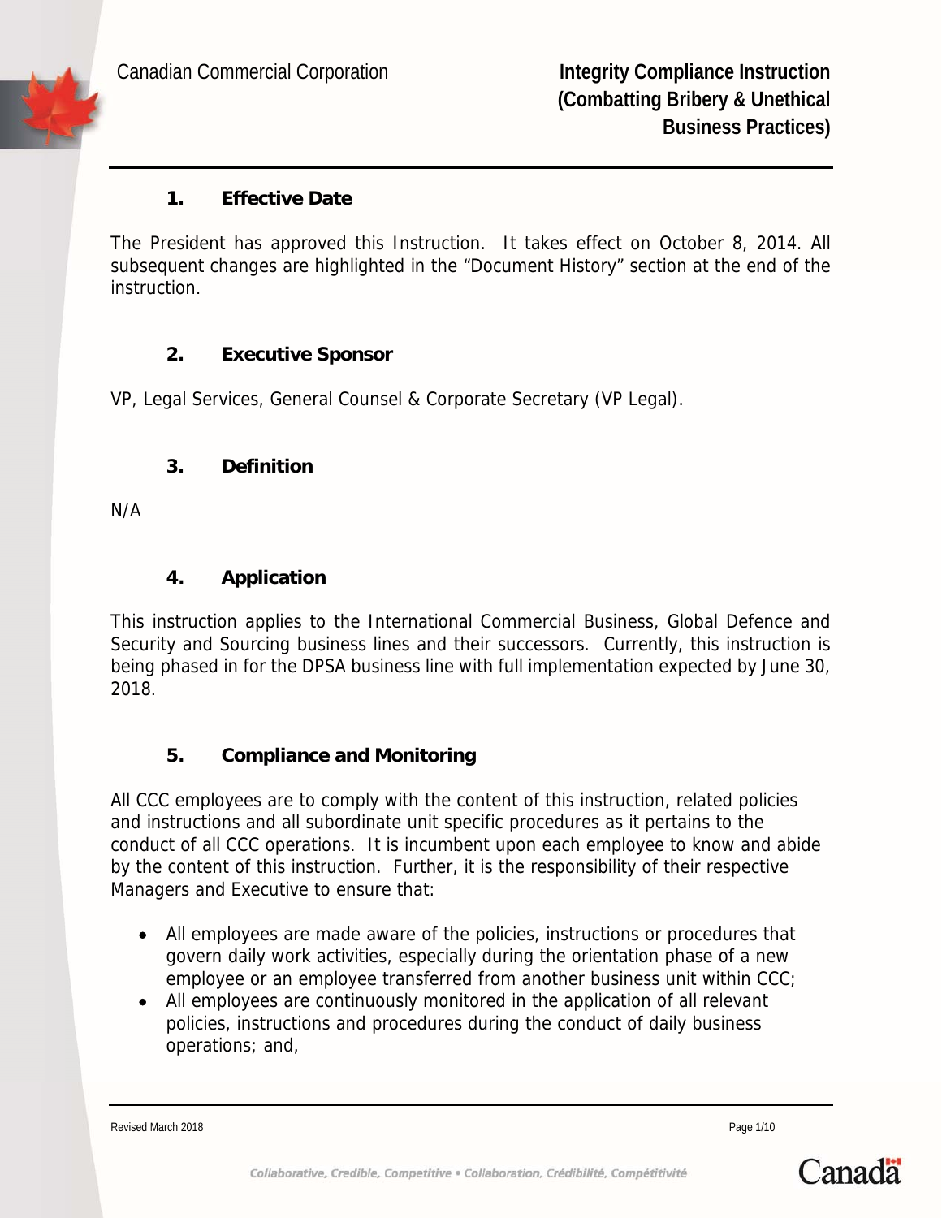Canadian Commercial Corporation

# Integrity Compliance Instruction (Combatting Bribery & Unethical Business Practices)

## 1. Effective Date

The President has approved this Instruction. It takes effect on October 8, 2014. All subsequent changes are highlighted in the "Document History" section at the end of the instruction.

## 2. Executive Sponsor

VP, Legal Services, General Counsel & Corporate Secretary (VP Legal).

## 3. Definition

N/A

## 4. Application

This instruction applies to the International Commercial Business, Global Defence and Security and Sourcing business lines and their successors. Currently, this instruction is being phased in for the DPSA business line with full implementation expected by June 30, 2018.

## 5. Compliance and Monitoring

All CCC employees are to comply with the content of this instruction, related policies and instructions and all subordinate unit specific procedures as it pertains to the conduct of all CCC operations. It is incumbent upon each employee to know and abide by the content of this instruction. Further, it is the responsibility of their respective Managers and Executive to ensure that:

- All employees are made aware of the policies, instructions or procedures that govern daily work activities, especially during the orientation phase of a new employee or an employee transferred from another business unit within CCC;
- All employees are continuously monitored in the application of all relevant policies, instructions and procedures during the conduct of daily business operations; and,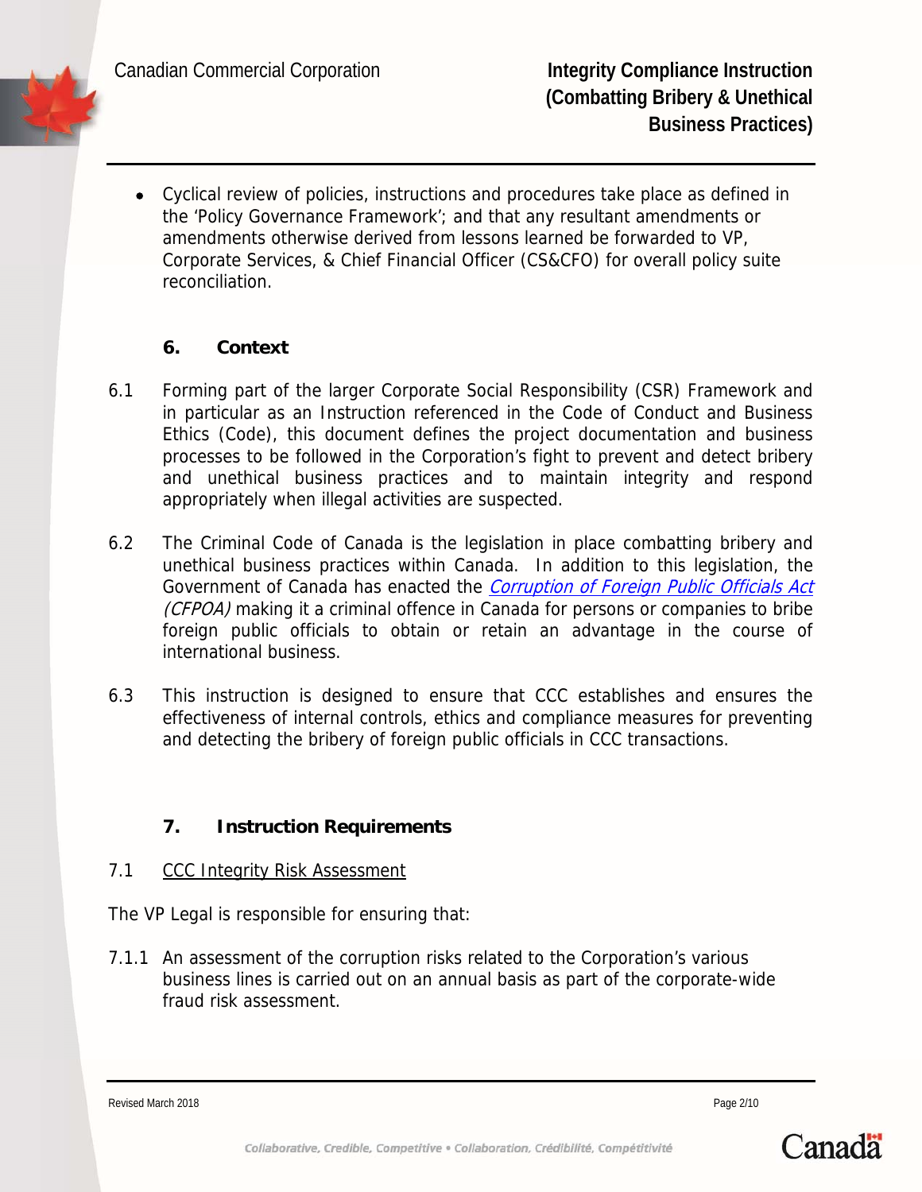- Cyclical review of policies, instructions and procedures take place as defined in the 'Policy Governance Framework'; and that any resultant amendments or amendments otherwise derived from lessons learned be forwarded to VP, Corporate Services, & Chief Financial Officer (CS&CFO) for overall policy suite reconciliation.

## 6. Context

6.1 Forming part of the larger Corporate Social Responsibility (CSR) Framework and in particular as an Instruction referenced in the Code of Conduct and Business Ethics (Code), this document defines the project documentation and business processes to be followed in the Corporation's fight to prevent and detect bribery and unethical business practices and to maintain integrity and respond appropriately when illegal activities are suspected.

6.2 The Criminal Code of Canada is the legislation in place combatting bribery and unethical business practices within Canada. In addition to this legislation, the Government of Canada has enacted the *Corruption of Foreign Public Officials Act (CFPOA)* making it a criminal offence in Canada for persons or companies to bribe foreign public officials to obtain or retain an advantage in the course of international business.

6.3 This instruction is designed to ensure that CCC establishes and ensures the effectiveness of internal controls, ethics and compliance measures for preventing and detecting the bribery of foreign public officials in CCC transactions.

## 7. Instruction Requirements

7.1 CCC Integrity Risk Assessment

The VP Legal is responsible for ensuring that:

7.1.1 An assessment of the corruption risks related to the Corporation's various business lines is carried out on an annual basis as part of the corporate-wide fraud risk assessment.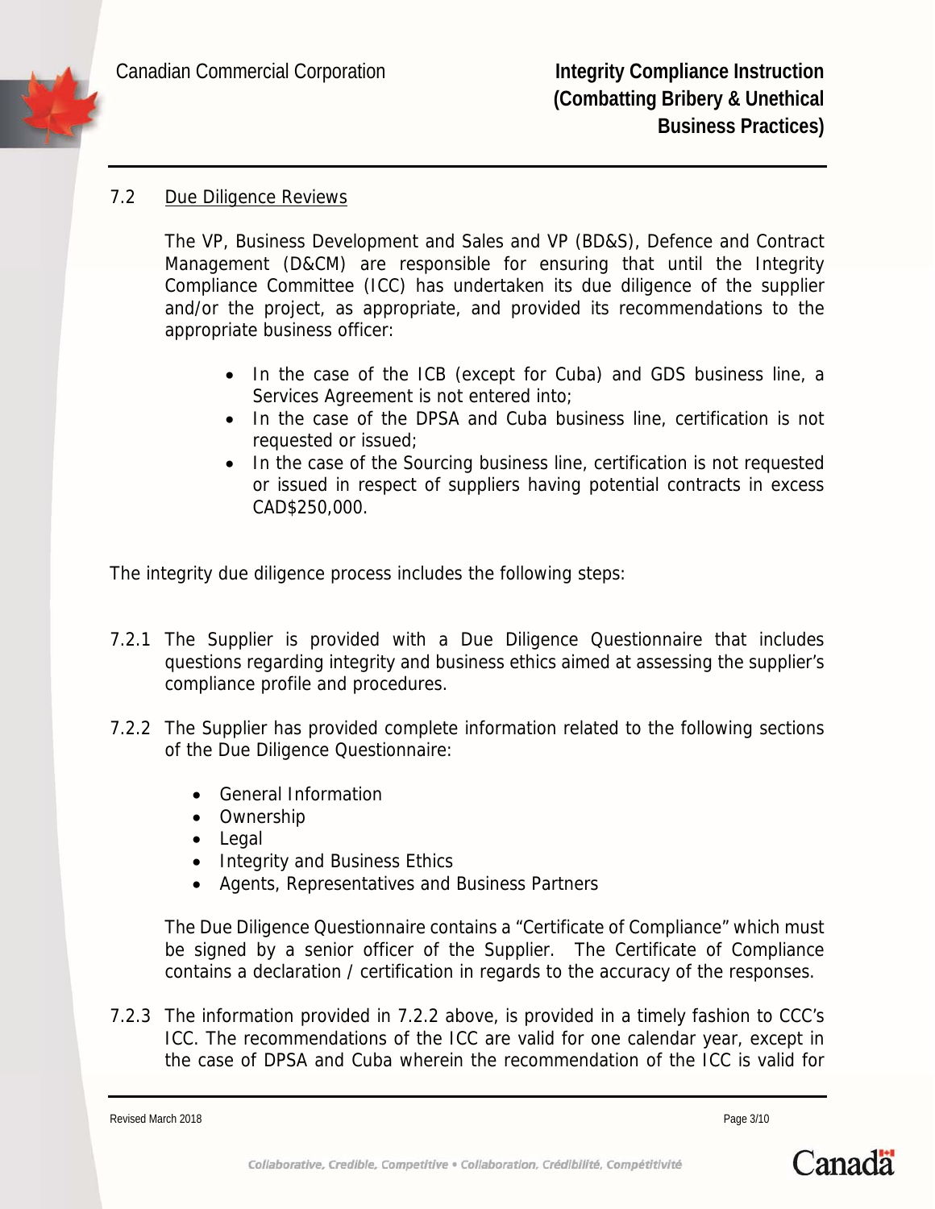### 7.2 Due Diligence Reviews

The VP, Business Development and Sales and VP (BD&S), Defence and Contract Management (D&CM) are responsible for ensuring that until the Integrity Compliance Committee (ICC) has undertaken its due diligence of the supplier and/or the project, as appropriate, and provided its recommendations to the appropriate business officer:

- In the case of the ICB (except for Cuba) and GDS business line, a Services Agreement is not entered into;
- In the case of the DPSA and Cuba business line, certification is not requested or issued;
- In the case of the Sourcing business line, certification is not requested or issued in respect of suppliers having potential contracts in excess CAD$250,000.

The integrity due diligence process includes the following steps:

7.2.1 The Supplier is provided with a Due Diligence Questionnaire that includes questions regarding integrity and business ethics aimed at assessing the supplier's compliance profile and procedures.

7.2.2 The Supplier has provided complete information related to the following sections of the Due Diligence Questionnaire:

- General Information
- Ownership
- Legal
- Integrity and Business Ethics
- Agents, Representatives and Business Partners

The Due Diligence Questionnaire contains a "Certificate of Compliance" which must be signed by a senior officer of the Supplier. The Certificate of Compliance contains a declaration / certification in regards to the accuracy of the responses.

7.2.3 The information provided in 7.2.2 above, is provided in a timely fashion to CCC's ICC. The recommendations of the ICC are valid for one calendar year, except in the case of DPSA and Cuba wherein the recommendation of the ICC is valid for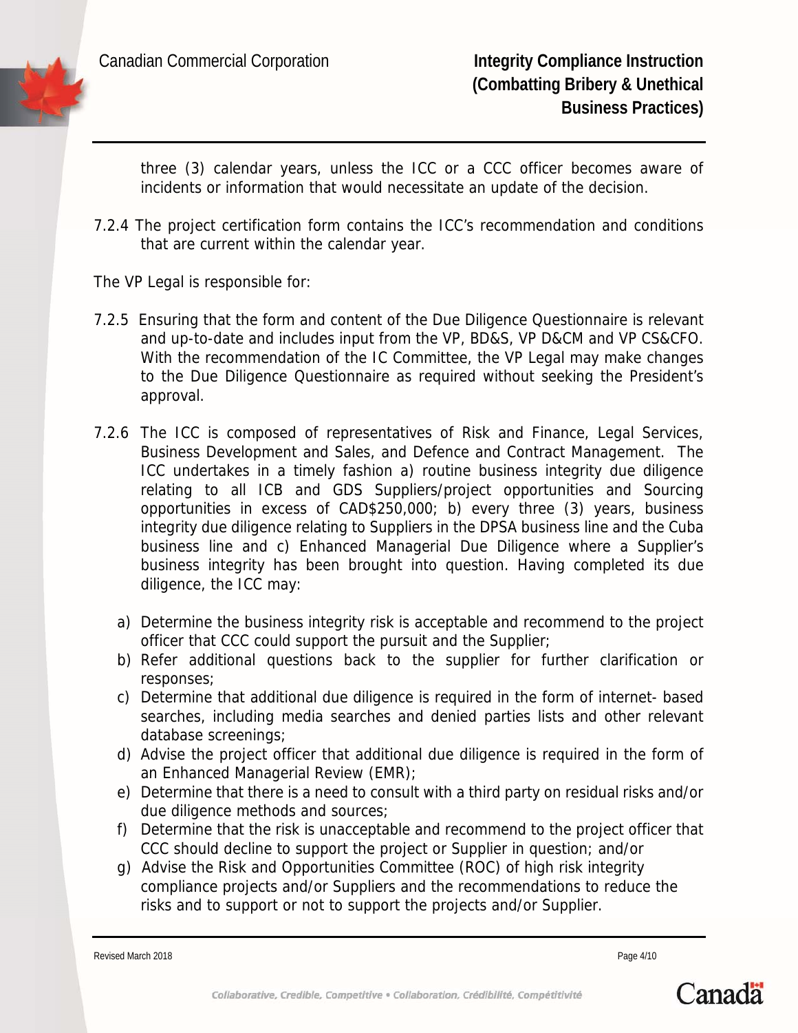three (3) calendar years, unless the ICC or a CCC officer becomes aware of incidents or information that would necessitate an update of the decision.

7.2.4 The project certification form contains the ICC's recommendation and conditions that are current within the calendar year.

The VP Legal is responsible for:

7.2.5 Ensuring that the form and content of the Due Diligence Questionnaire is relevant and up-to-date and includes input from the VP, BD&S, VP D&CM and VP CS&CFO. With the recommendation of the IC Committee, the VP Legal may make changes to the Due Diligence Questionnaire as required without seeking the President's approval.

7.2.6 The ICC is composed of representatives of Risk and Finance, Legal Services, Business Development and Sales, and Defence and Contract Management. The ICC undertakes in a timely fashion a) routine business integrity due diligence relating to all ICB and GDS Suppliers/project opportunities and Sourcing opportunities in excess of CAD$250,000; b) every three (3) years, business integrity due diligence relating to Suppliers in the DPSA business line and the Cuba business line and c) Enhanced Managerial Due Diligence where a Supplier's business integrity has been brought into question. Having completed its due diligence, the ICC may:

a) Determine the business integrity risk is acceptable and recommend to the project officer that CCC could support the pursuit and the Supplier;
b) Refer additional questions back to the supplier for further clarification or responses;
c) Determine that additional due diligence is required in the form of internet- based searches, including media searches and denied parties lists and other relevant database screenings;
d) Advise the project officer that additional due diligence is required in the form of an Enhanced Managerial Review (EMR);
e) Determine that there is a need to consult with a third party on residual risks and/or due diligence methods and sources;
f) Determine that the risk is unacceptable and recommend to the project officer that CCC should decline to support the project or Supplier in question; and/or
g) Advise the Risk and Opportunities Committee (ROC) of high risk integrity compliance projects and/or Suppliers and the recommendations to reduce the risks and to support or not to support the projects and/or Supplier.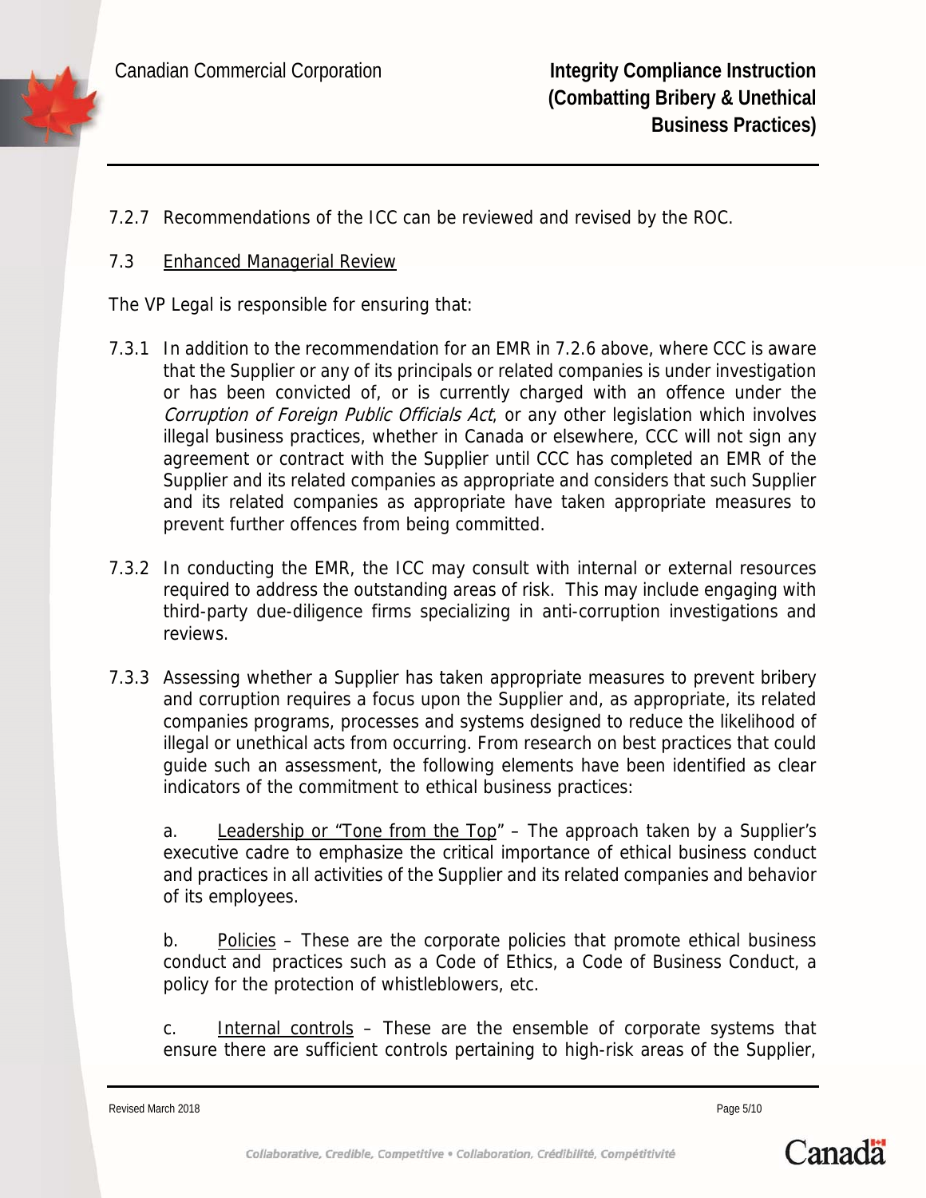7.2.7 Recommendations of the ICC can be reviewed and revised by the ROC.

7.3 Enhanced Managerial Review

The VP Legal is responsible for ensuring that:

7.3.1 In addition to the recommendation for an EMR in 7.2.6 above, where CCC is aware that the Supplier or any of its principals or related companies is under investigation or has been convicted of, or is currently charged with an offence under the *Corruption of Foreign Public Officials Act*, or any other legislation which involves illegal business practices, whether in Canada or elsewhere, CCC will not sign any agreement or contract with the Supplier until CCC has completed an EMR of the Supplier and its related companies as appropriate and considers that such Supplier and its related companies as appropriate have taken appropriate measures to prevent further offences from being committed.

7.3.2 In conducting the EMR, the ICC may consult with internal or external resources required to address the outstanding areas of risk. This may include engaging with third-party due-diligence firms specializing in anti-corruption investigations and reviews.

7.3.3 Assessing whether a Supplier has taken appropriate measures to prevent bribery and corruption requires a focus upon the Supplier and, as appropriate, its related companies programs, processes and systems designed to reduce the likelihood of illegal or unethical acts from occurring. From research on best practices that could guide such an assessment, the following elements have been identified as clear indicators of the commitment to ethical business practices:

a. Leadership or "Tone from the Top" – The approach taken by a Supplier's executive cadre to emphasize the critical importance of ethical business conduct and practices in all activities of the Supplier and its related companies and behavior of its employees.

b. Policies – These are the corporate policies that promote ethical business conduct and practices such as a Code of Ethics, a Code of Business Conduct, a policy for the protection of whistleblowers, etc.

c. Internal controls – These are the ensemble of corporate systems that ensure there are sufficient controls pertaining to high-risk areas of the Supplier,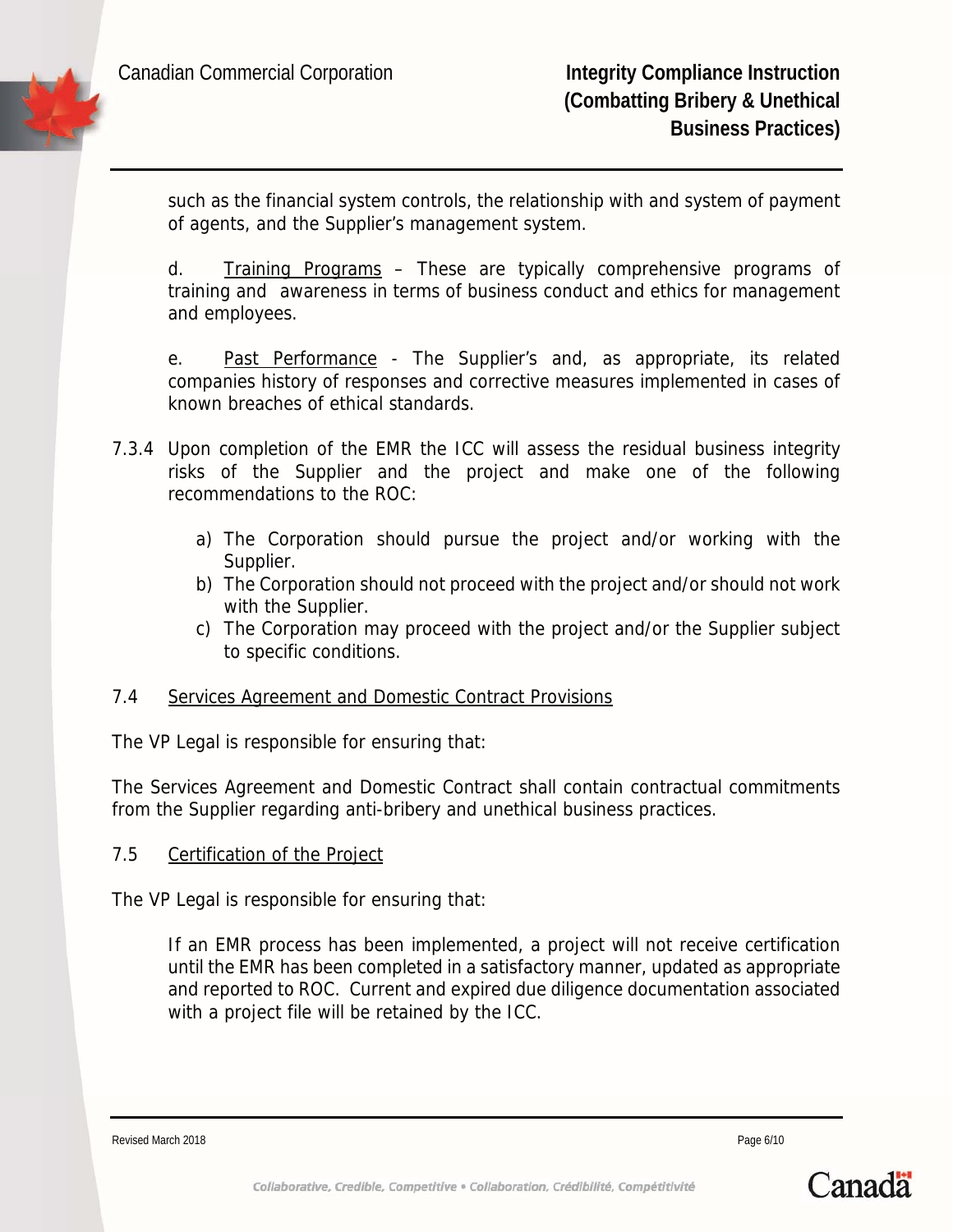such as the financial system controls, the relationship with and system of payment of agents, and the Supplier's management system.

d. Training Programs – These are typically comprehensive programs of training and awareness in terms of business conduct and ethics for management and employees.

e. Past Performance - The Supplier's and, as appropriate, its related companies history of responses and corrective measures implemented in cases of known breaches of ethical standards.

7.3.4 Upon completion of the EMR the ICC will assess the residual business integrity risks of the Supplier and the project and make one of the following recommendations to the ROC:

a) The Corporation should pursue the project and/or working with the Supplier.
b) The Corporation should not proceed with the project and/or should not work with the Supplier.
c) The Corporation may proceed with the project and/or the Supplier subject to specific conditions.

### 7.4 Services Agreement and Domestic Contract Provisions

The VP Legal is responsible for ensuring that:

The Services Agreement and Domestic Contract shall contain contractual commitments from the Supplier regarding anti-bribery and unethical business practices.

### 7.5 Certification of the Project

The VP Legal is responsible for ensuring that:

If an EMR process has been implemented, a project will not receive certification until the EMR has been completed in a satisfactory manner, updated as appropriate and reported to ROC. Current and expired due diligence documentation associated with a project file will be retained by the ICC.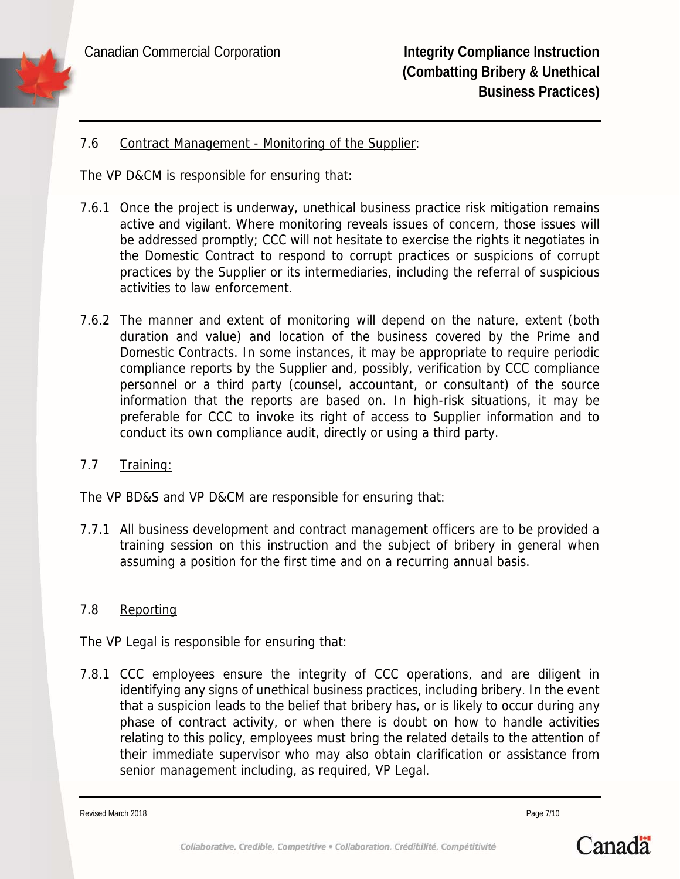## 7.6 Contract Management - Monitoring of the Supplier:

The VP D&CM is responsible for ensuring that:

7.6.1 Once the project is underway, unethical business practice risk mitigation remains active and vigilant. Where monitoring reveals issues of concern, those issues will be addressed promptly; CCC will not hesitate to exercise the rights it negotiates in the Domestic Contract to respond to corrupt practices or suspicions of corrupt practices by the Supplier or its intermediaries, including the referral of suspicious activities to law enforcement.

7.6.2 The manner and extent of monitoring will depend on the nature, extent (both duration and value) and location of the business covered by the Prime and Domestic Contracts. In some instances, it may be appropriate to require periodic compliance reports by the Supplier and, possibly, verification by CCC compliance personnel or a third party (counsel, accountant, or consultant) of the source information that the reports are based on. In high-risk situations, it may be preferable for CCC to invoke its right of access to Supplier information and to conduct its own compliance audit, directly or using a third party.

## 7.7 Training:

The VP BD&S and VP D&CM are responsible for ensuring that:

7.7.1 All business development and contract management officers are to be provided a training session on this instruction and the subject of bribery in general when assuming a position for the first time and on a recurring annual basis.

## 7.8 Reporting

The VP Legal is responsible for ensuring that:

7.8.1 CCC employees ensure the integrity of CCC operations, and are diligent in identifying any signs of unethical business practices, including bribery. In the event that a suspicion leads to the belief that bribery has, or is likely to occur during any phase of contract activity, or when there is doubt on how to handle activities relating to this policy, employees must bring the related details to the attention of their immediate supervisor who may also obtain clarification or assistance from senior management including, as required, VP Legal.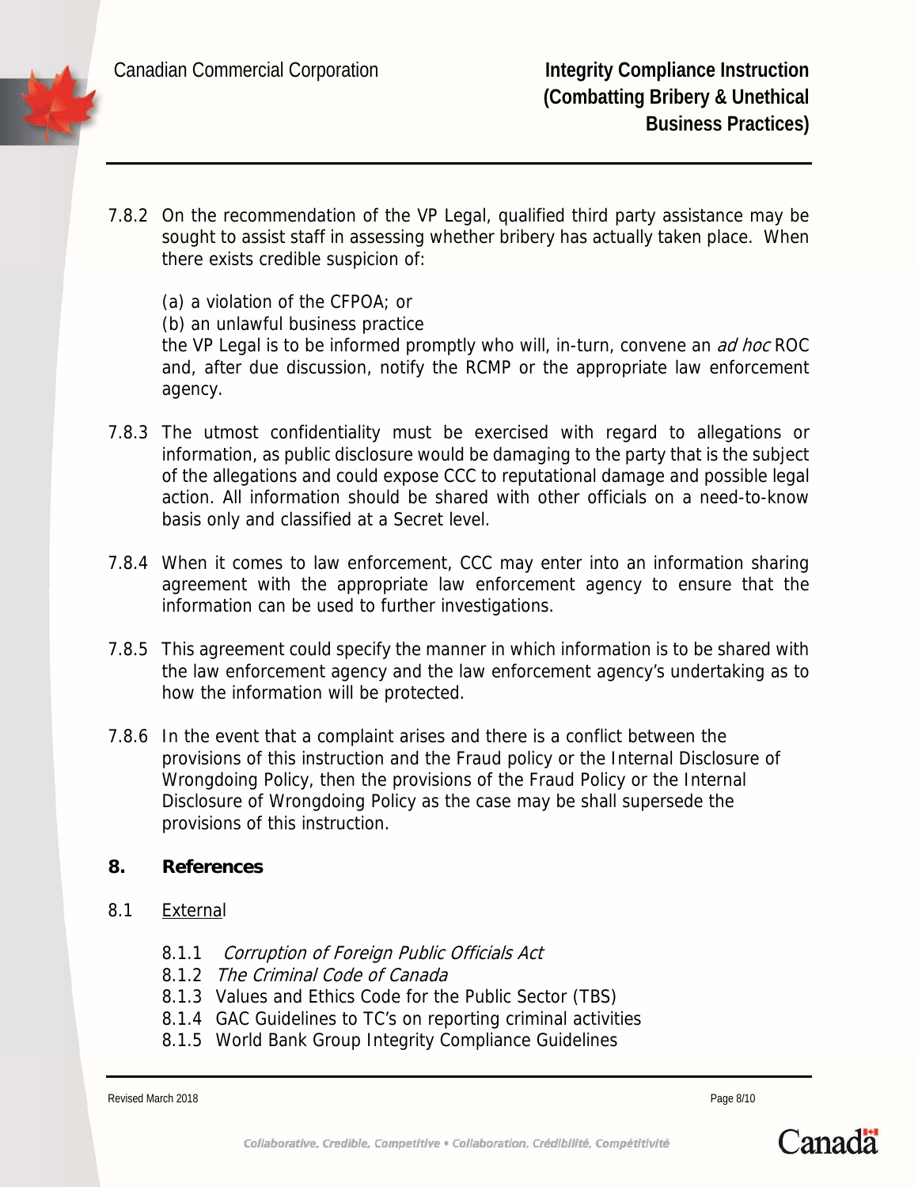7.8.2 On the recommendation of the VP Legal, qualified third party assistance may be sought to assist staff in assessing whether bribery has actually taken place. When there exists credible suspicion of:

(a) a violation of the CFPOA; or
(b) an unlawful business practice
the VP Legal is to be informed promptly who will, in-turn, convene an *ad hoc* ROC and, after due discussion, notify the RCMP or the appropriate law enforcement agency.

7.8.3 The utmost confidentiality must be exercised with regard to allegations or information, as public disclosure would be damaging to the party that is the subject of the allegations and could expose CCC to reputational damage and possible legal action. All information should be shared with other officials on a need-to-know basis only and classified at a Secret level.

7.8.4 When it comes to law enforcement, CCC may enter into an information sharing agreement with the appropriate law enforcement agency to ensure that the information can be used to further investigations.

7.8.5 This agreement could specify the manner in which information is to be shared with the law enforcement agency and the law enforcement agency's undertaking as to how the information will be protected.

7.8.6 In the event that a complaint arises and there is a conflict between the provisions of this instruction and the Fraud policy or the Internal Disclosure of Wrongdoing Policy, then the provisions of the Fraud Policy or the Internal Disclosure of Wrongdoing Policy as the case may be shall supersede the provisions of this instruction.

## 8. References

8.1 External

- 8.1.1 *Corruption of Foreign Public Officials Act*
- 8.1.2 *The Criminal Code of Canada*
- 8.1.3 Values and Ethics Code for the Public Sector (TBS)
- 8.1.4 GAC Guidelines to TC's on reporting criminal activities
- 8.1.5 World Bank Group Integrity Compliance Guidelines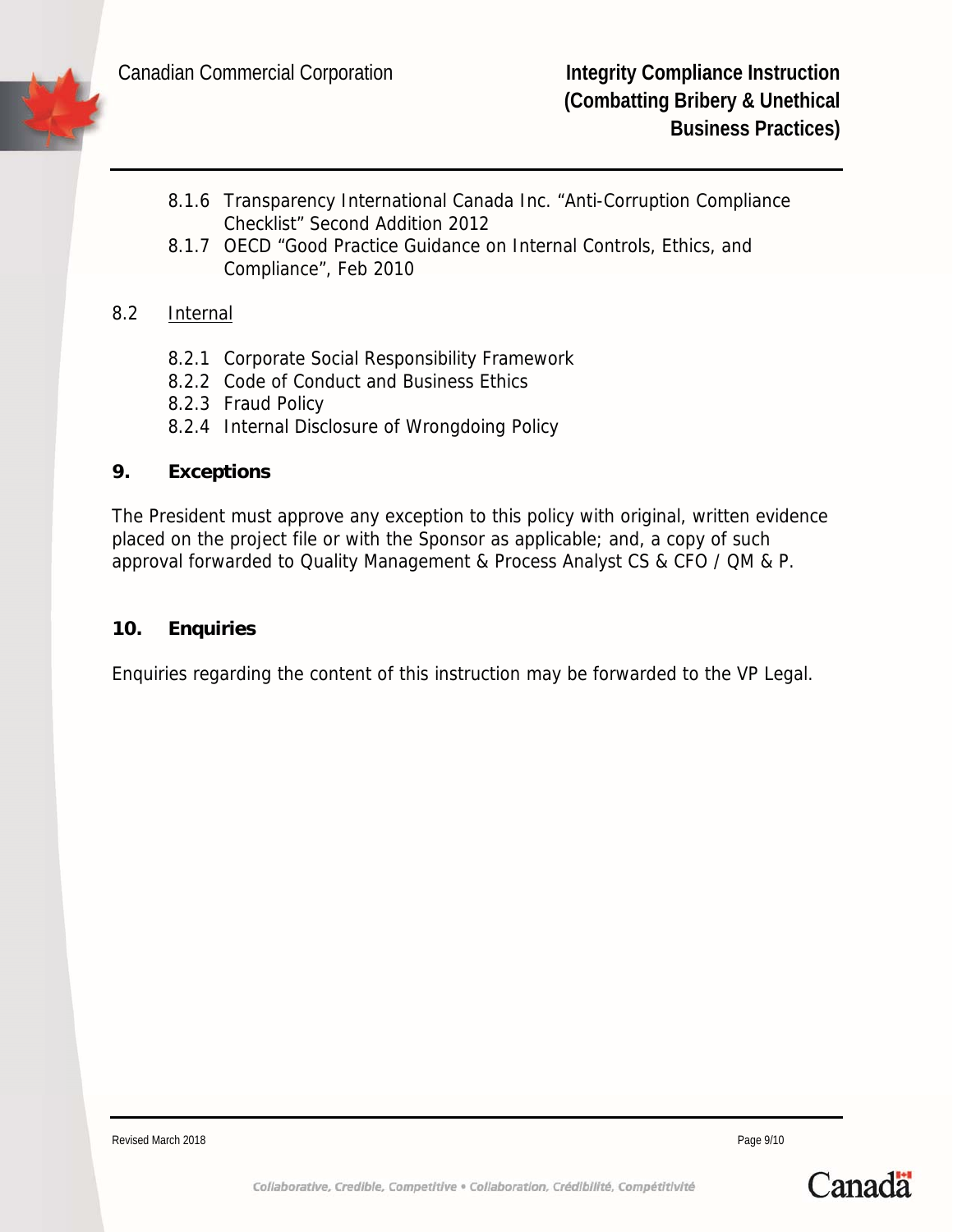8.1.6 Transparency International Canada Inc. "Anti-Corruption Compliance Checklist" Second Addition 2012

8.1.7 OECD "Good Practice Guidance on Internal Controls, Ethics, and Compliance", Feb 2010

8.2 Internal

8.2.1 Corporate Social Responsibility Framework

8.2.2 Code of Conduct and Business Ethics

8.2.3 Fraud Policy

8.2.4 Internal Disclosure of Wrongdoing Policy

## 9. Exceptions

The President must approve any exception to this policy with original, written evidence placed on the project file or with the Sponsor as applicable; and, a copy of such approval forwarded to Quality Management & Process Analyst CS & CFO / QM & P.

## 10. Enquiries

Enquiries regarding the content of this instruction may be forwarded to the VP Legal.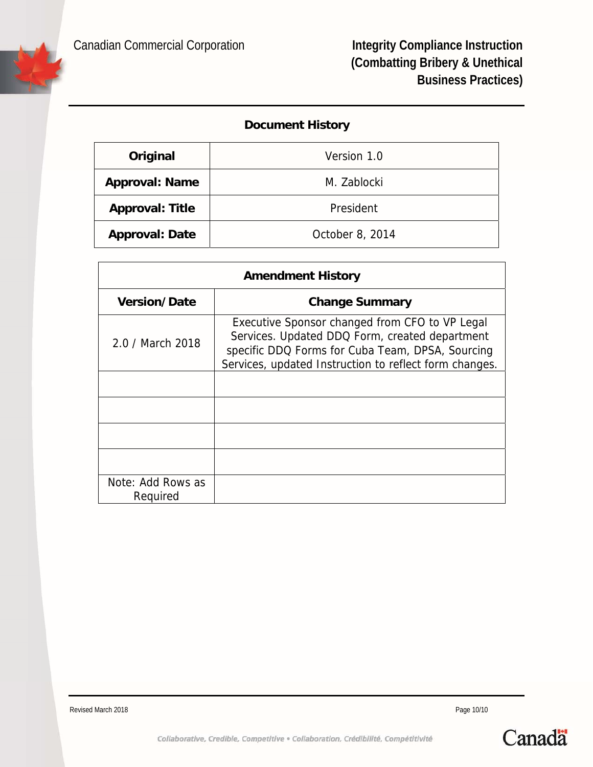## Document History

| | |
|---|---|
| **Original** | Version 1.0 |
| **Approval: Name** | M. Zablocki |
| **Approval: Title** | President |
| **Approval: Date** | October 8, 2014 |

| **Amendment History** | |
|---|---|
| **Version/Date** | **Change Summary** |
| 2.0 / March 2018 | Executive Sponsor changed from CFO to VP Legal Services. Updated DDQ Form, created department specific DDQ Forms for Cuba Team, DPSA, Sourcing Services, updated Instruction to reflect form changes. |
| | |
| | |
| | |
| | |
| Note: Add Rows as Required | |